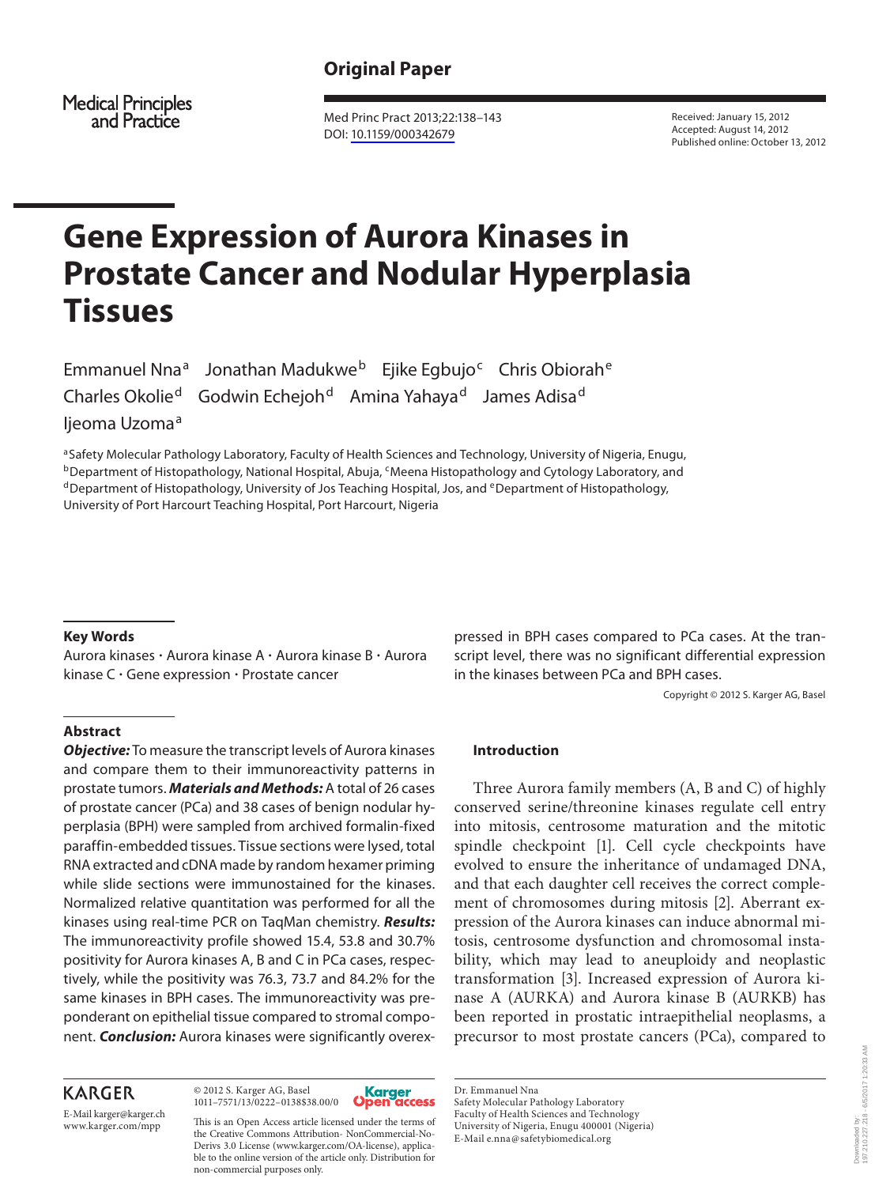**Original Paper**

Medical Principles and Practice

Med Princ Pract 2013;22:138–143
DOI: 10.1159/000342679

Received: January 15, 2012
Accepted: August 14, 2012
Published online: October 13, 2012

# Gene Expression of Aurora Kinases in Prostate Cancer and Nodular Hyperplasia Tissues

Emmanuel Nna[a] Jonathan Madukwe[b] Ejike Egbujo[c] Chris Obiorah[e] Charles Okolie[d] Godwin Echejoh[d] Amina Yahaya[d] James Adisa[d] Ijeoma Uzoma[a]

[a]Safety Molecular Pathology Laboratory, Faculty of Health Sciences and Technology, University of Nigeria, Enugu, [b]Department of Histopathology, National Hospital, Abuja, [c]Meena Histopathology and Cytology Laboratory, and [d]Department of Histopathology, University of Jos Teaching Hospital, Jos, and [e]Department of Histopathology, University of Port Harcourt Teaching Hospital, Port Harcourt, Nigeria

### Key Words

Aurora kinases · Aurora kinase A · Aurora kinase B · Aurora kinase C · Gene expression · Prostate cancer

### Abstract

***Objective:*** To measure the transcript levels of Aurora kinases and compare them to their immunoreactivity patterns in prostate tumors. ***Materials and Methods:*** A total of 26 cases of prostate cancer (PCa) and 38 cases of benign nodular hyperplasia (BPH) were sampled from archived formalin-fixed paraffin-embedded tissues. Tissue sections were lysed, total RNA extracted and cDNA made by random hexamer priming while slide sections were immunostained for the kinases. Normalized relative quantitation was performed for all the kinases using real-time PCR on TaqMan chemistry. ***Results:*** The immunoreactivity profile showed 15.4, 53.8 and 30.7% positivity for Aurora kinases A, B and C in PCa cases, respectively, while the positivity was 76.3, 73.7 and 84.2% for the same kinases in BPH cases. The immunoreactivity was preponderant on epithelial tissue compared to stromal component. ***Conclusion:*** Aurora kinases were significantly overexpressed in BPH cases compared to PCa cases. At the transcript level, there was no significant differential expression in the kinases between PCa and BPH cases.

Copyright © 2012 S. Karger AG, Basel

### Introduction

Three Aurora family members (A, B and C) of highly conserved serine/threonine kinases regulate cell entry into mitosis, centrosome maturation and the mitotic spindle checkpoint [1]. Cell cycle checkpoints have evolved to ensure the inheritance of undamaged DNA, and that each daughter cell receives the correct complement of chromosomes during mitosis [2]. Aberrant expression of the Aurora kinases can induce abnormal mitosis, centrosome dysfunction and chromosomal instability, which may lead to aneuploidy and neoplastic transformation [3]. Increased expression of Aurora kinase A (AURKA) and Aurora kinase B (AURKB) has been reported in prostatic intraepithelial neoplasms, a precursor to most prostate cancers (PCa), compared to

KARGER

E-Mail karger@karger.ch
www.karger.com/mpp

© 2012 S. Karger AG, Basel
1011–7571/13/0222–0138$38.00/0

This is an Open Access article licensed under the terms of the Creative Commons Attribution- NonCommercial-No-Derivs 3.0 License (www.karger.com/OA-license), applicable to the online version of the article only. Distribution for non-commercial purposes only.

Dr. Emmanuel Nna
Safety Molecular Pathology Laboratory
Faculty of Health Sciences and Technology
University of Nigeria, Enugu 400001 (Nigeria)
E-Mail e.nna@safetybiomedical.org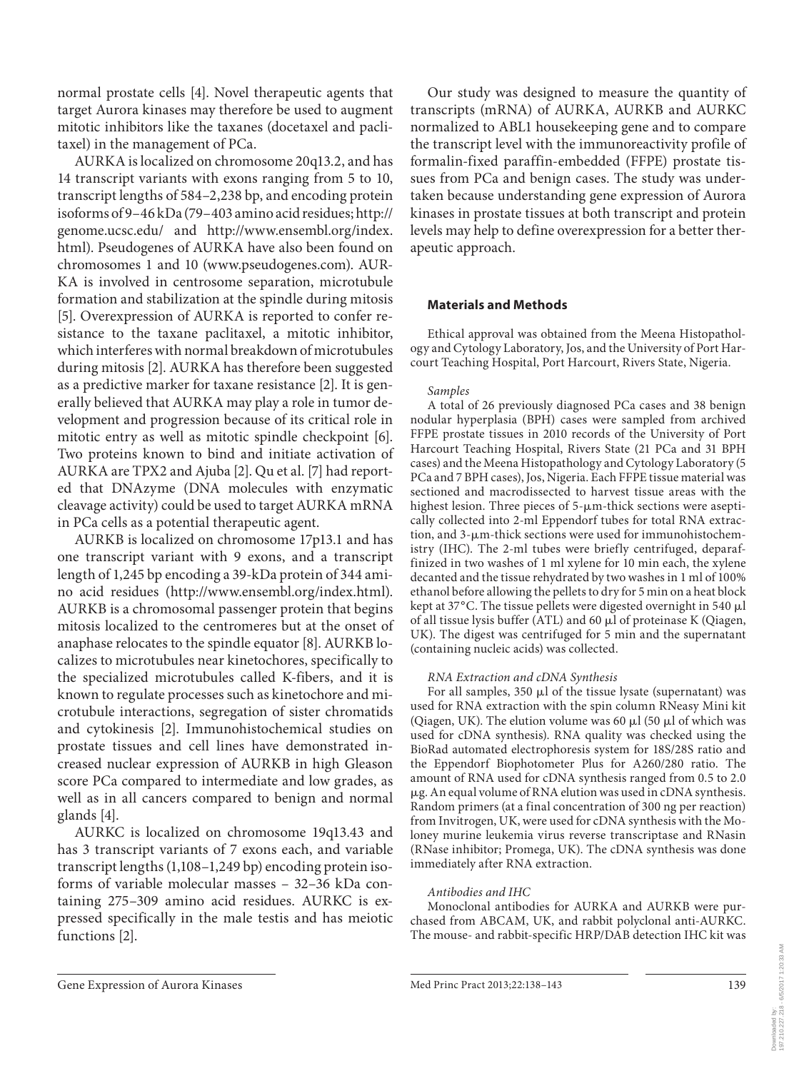normal prostate cells [4]. Novel therapeutic agents that target Aurora kinases may therefore be used to augment mitotic inhibitors like the taxanes (docetaxel and paclitaxel) in the management of PCa.

AURKA is localized on chromosome 20q13.2, and has 14 transcript variants with exons ranging from 5 to 10, transcript lengths of 584–2,238 bp, and encoding protein isoforms of 9–46 kDa (79–403 amino acid residues; http://genome.ucsc.edu/ and http://www.ensembl.org/index.html). Pseudogenes of AURKA have also been found on chromosomes 1 and 10 (www.pseudogenes.com). AURKA is involved in centrosome separation, microtubule formation and stabilization at the spindle during mitosis [5]. Overexpression of AURKA is reported to confer resistance to the taxane paclitaxel, a mitotic inhibitor, which interferes with normal breakdown of microtubules during mitosis [2]. AURKA has therefore been suggested as a predictive marker for taxane resistance [2]. It is generally believed that AURKA may play a role in tumor development and progression because of its critical role in mitotic entry as well as mitotic spindle checkpoint [6]. Two proteins known to bind and initiate activation of AURKA are TPX2 and Ajuba [2]. Qu et al. [7] had reported that DNAzyme (DNA molecules with enzymatic cleavage activity) could be used to target AURKA mRNA in PCa cells as a potential therapeutic agent.

AURKB is localized on chromosome 17p13.1 and has one transcript variant with 9 exons, and a transcript length of 1,245 bp encoding a 39-kDa protein of 344 amino acid residues (http://www.ensembl.org/index.html). AURKB is a chromosomal passenger protein that begins mitosis localized to the centromeres but at the onset of anaphase relocates to the spindle equator [8]. AURKB localizes to microtubules near kinetochores, specifically to the specialized microtubules called K-fibers, and it is known to regulate processes such as kinetochore and microtubule interactions, segregation of sister chromatids and cytokinesis [2]. Immunohistochemical studies on prostate tissues and cell lines have demonstrated increased nuclear expression of AURKB in high Gleason score PCa compared to intermediate and low grades, as well as in all cancers compared to benign and normal glands [4].

AURKC is localized on chromosome 19q13.43 and has 3 transcript variants of 7 exons each, and variable transcript lengths (1,108–1,249 bp) encoding protein isoforms of variable molecular masses – 32–36 kDa containing 275–309 amino acid residues. AURKC is expressed specifically in the male testis and has meiotic functions [2].

Our study was designed to measure the quantity of transcripts (mRNA) of AURKA, AURKB and AURKC normalized to ABL1 housekeeping gene and to compare the transcript level with the immunoreactivity profile of formalin-fixed paraffin-embedded (FFPE) prostate tissues from PCa and benign cases. The study was undertaken because understanding gene expression of Aurora kinases in prostate tissues at both transcript and protein levels may help to define overexpression for a better therapeutic approach.

## Materials and Methods

Ethical approval was obtained from the Meena Histopathology and Cytology Laboratory, Jos, and the University of Port Harcourt Teaching Hospital, Port Harcourt, Rivers State, Nigeria.

### *Samples*

A total of 26 previously diagnosed PCa cases and 38 benign nodular hyperplasia (BPH) cases were sampled from archived FFPE prostate tissues in 2010 records of the University of Port Harcourt Teaching Hospital, Rivers State (21 PCa and 31 BPH cases) and the Meena Histopathology and Cytology Laboratory (5 PCa and 7 BPH cases), Jos, Nigeria. Each FFPE tissue material was sectioned and macrodissected to harvest tissue areas with the highest lesion. Three pieces of 5-μm-thick sections were aseptically collected into 2-ml Eppendorf tubes for total RNA extraction, and 3-μm-thick sections were used for immunohistochemistry (IHC). The 2-ml tubes were briefly centrifuged, deparaffinized in two washes of 1 ml xylene for 10 min each, the xylene decanted and the tissue rehydrated by two washes in 1 ml of 100% ethanol before allowing the pellets to dry for 5 min on a heat block kept at 37°C. The tissue pellets were digested overnight in 540 μl of all tissue lysis buffer (ATL) and 60 μl of proteinase K (Qiagen, UK). The digest was centrifuged for 5 min and the supernatant (containing nucleic acids) was collected.

### *RNA Extraction and cDNA Synthesis*

For all samples, 350 μl of the tissue lysate (supernatant) was used for RNA extraction with the spin column RNeasy Mini kit (Qiagen, UK). The elution volume was 60 μl (50 μl of which was used for cDNA synthesis). RNA quality was checked using the BioRad automated electrophoresis system for 18S/28S ratio and the Eppendorf Biophotometer Plus for A260/280 ratio. The amount of RNA used for cDNA synthesis ranged from 0.5 to 2.0 μg. An equal volume of RNA elution was used in cDNA synthesis. Random primers (at a final concentration of 300 ng per reaction) from Invitrogen, UK, were used for cDNA synthesis with the Moloney murine leukemia virus reverse transcriptase and RNasin (RNase inhibitor; Promega, UK). The cDNA synthesis was done immediately after RNA extraction.

### *Antibodies and IHC*

Monoclonal antibodies for AURKA and AURKB were purchased from ABCAM, UK, and rabbit polyclonal anti-AURKC. The mouse- and rabbit-specific HRP/DAB detection IHC kit was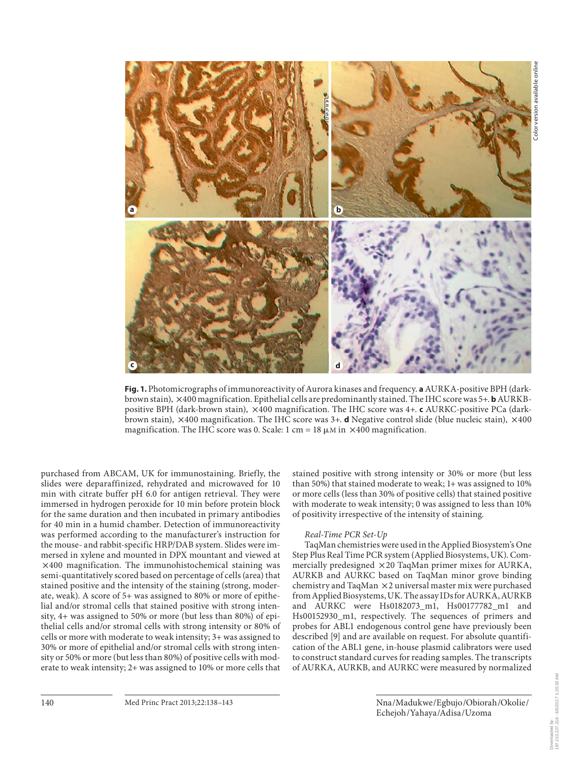**Fig. 1.** Photomicrographs of immunoreactivity of Aurora kinases and frequency. **a** AURKA-positive BPH (dark-brown stain), ×400 magnification. Epithelial cells are predominantly stained. The IHC score was 5+. **b** AURKB-positive BPH (dark-brown stain), ×400 magnification. The IHC score was 4+. **c** AURKC-positive PCa (dark-brown stain), ×400 magnification. The IHC score was 3+. **d** Negative control slide (blue nucleic stain), ×400 magnification. The IHC score was 0. Scale: 1 cm = 18 μM in ×400 magnification.

purchased from ABCAM, UK for immunostaining. Briefly, the slides were deparaffinized, rehydrated and microwaved for 10 min with citrate buffer pH 6.0 for antigen retrieval. They were immersed in hydrogen peroxide for 10 min before protein block for the same duration and then incubated in primary antibodies for 40 min in a humid chamber. Detection of immunoreactivity was performed according to the manufacturer's instruction for the mouse- and rabbit-specific HRP/DAB system. Slides were immersed in xylene and mounted in DPX mountant and viewed at ×400 magnification. The immunohistochemical staining was semi-quantitatively scored based on percentage of cells (area) that stained positive and the intensity of the staining (strong, moderate, weak). A score of 5+ was assigned to 80% or more of epithelial and/or stromal cells that stained positive with strong intensity, 4+ was assigned to 50% or more (but less than 80%) of epithelial cells and/or stromal cells with strong intensity or 80% of cells or more with moderate to weak intensity; 3+ was assigned to 30% or more of epithelial and/or stromal cells with strong intensity or 50% or more (but less than 80%) of positive cells with moderate to weak intensity; 2+ was assigned to 10% or more cells that stained positive with strong intensity or 30% or more (but less than 50%) that stained moderate to weak; 1+ was assigned to 10% or more cells (less than 30% of positive cells) that stained positive with moderate to weak intensity; 0 was assigned to less than 10% of positivity irrespective of the intensity of staining.

*Real-Time PCR Set-Up*

TaqMan chemistries were used in the Applied Biosystem's One Step Plus Real Time PCR system (Applied Biosystems, UK). Commercially predesigned ×20 TaqMan primer mixes for AURKA, AURKB and AURKC based on TaqMan minor grove binding chemistry and TaqMan ×2 universal master mix were purchased from Applied Biosystems, UK. The assay IDs for AURKA, AURKB and AURKC were Hs0182073_m1, Hs00177782_m1 and Hs00152930_m1, respectively. The sequences of primers and probes for ABL1 endogenous control gene have previously been described [9] and are available on request. For absolute quantification of the ABL1 gene, in-house plasmid calibrators were used to construct standard curves for reading samples. The transcripts of AURKA, AURKB, and AURKC were measured by normalized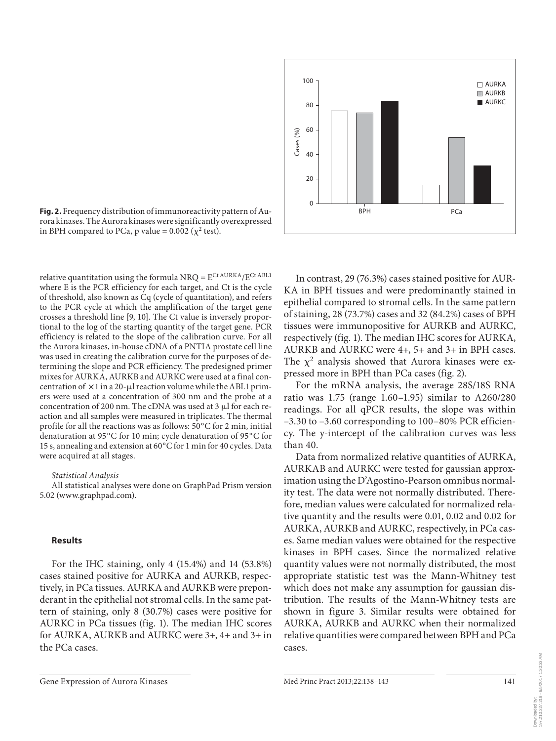100
80
60
40
20
0
Cases (%)
BPH
PCa
AURKA
AURKB
AURKC

**Fig. 2.** Frequency distribution of immunoreactivity pattern of Aurora kinases. The Aurora kinases were significantly overexpressed in BPH compared to PCa, p value = 0.002 ($\chi^2$ test).

relative quantitation using the formula NRQ = $E^{Ct\ AURKA}/E^{Ct\ ABL1}$ where E is the PCR efficiency for each target, and Ct is the cycle of threshold, also known as Cq (cycle of quantitation), and refers to the PCR cycle at which the amplification of the target gene crosses a threshold line [9, 10]. The Ct value is inversely proportional to the log of the starting quantity of the target gene. PCR efficiency is related to the slope of the calibration curve. For all the Aurora kinases, in-house cDNA of a PNTIA prostate cell line was used in creating the calibration curve for the purposes of determining the slope and PCR efficiency. The predesigned primer mixes for AURKA, AURKB and AURKC were used at a final concentration of ×1 in a 20-μl reaction volume while the ABL1 primers were used at a concentration of 300 nm and the probe at a concentration of 200 nm. The cDNA was used at 3 μl for each reaction and all samples were measured in triplicates. The thermal profile for all the reactions was as follows: 50°C for 2 min, initial denaturation at 95°C for 10 min; cycle denaturation of 95°C for 15 s, annealing and extension at 60°C for 1 min for 40 cycles. Data were acquired at all stages.

*Statistical Analysis*

All statistical analyses were done on GraphPad Prism version 5.02 (www.graphpad.com).

## Results

For the IHC staining, only 4 (15.4%) and 14 (53.8%) cases stained positive for AURKA and AURKB, respectively, in PCa tissues. AURKA and AURKB were preponderant in the epithelial not stromal cells. In the same pattern of staining, only 8 (30.7%) cases were positive for AURKC in PCa tissues (fig. 1). The median IHC scores for AURKA, AURKB and AURKC were 3+, 4+ and 3+ in the PCa cases.

In contrast, 29 (76.3%) cases stained positive for AURKA in BPH tissues and were predominantly stained in epithelial compared to stromal cells. In the same pattern of staining, 28 (73.7%) cases and 32 (84.2%) cases of BPH tissues were immunopositive for AURKB and AURKC, respectively (fig. 1). The median IHC scores for AURKA, AURKB and AURKC were 4+, 5+ and 3+ in BPH cases. The $\chi^2$ analysis showed that Aurora kinases were expressed more in BPH than PCa cases (fig. 2).

For the mRNA analysis, the average 28S/18S RNA ratio was 1.75 (range 1.60–1.95) similar to A260/280 readings. For all qPCR results, the slope was within –3.30 to –3.60 corresponding to 100–80% PCR efficiency. The y-intercept of the calibration curves was less than 40.

Data from normalized relative quantities of AURKA, AURKAB and AURKC were tested for gaussian approximation using the D'Agostino-Pearson omnibus normality test. The data were not normally distributed. Therefore, median values were calculated for normalized relative quantity and the results were 0.01, 0.02 and 0.02 for AURKA, AURKB and AURKC, respectively, in PCa cases. Same median values were obtained for the respective kinases in BPH cases. Since the normalized relative quantity values were not normally distributed, the most appropriate statistic test was the Mann-Whitney test which does not make any assumption for gaussian distribution. The results of the Mann-Whitney tests are shown in figure 3. Similar results were obtained for AURKA, AURKB and AURKC when their normalized relative quantities were compared between BPH and PCa cases.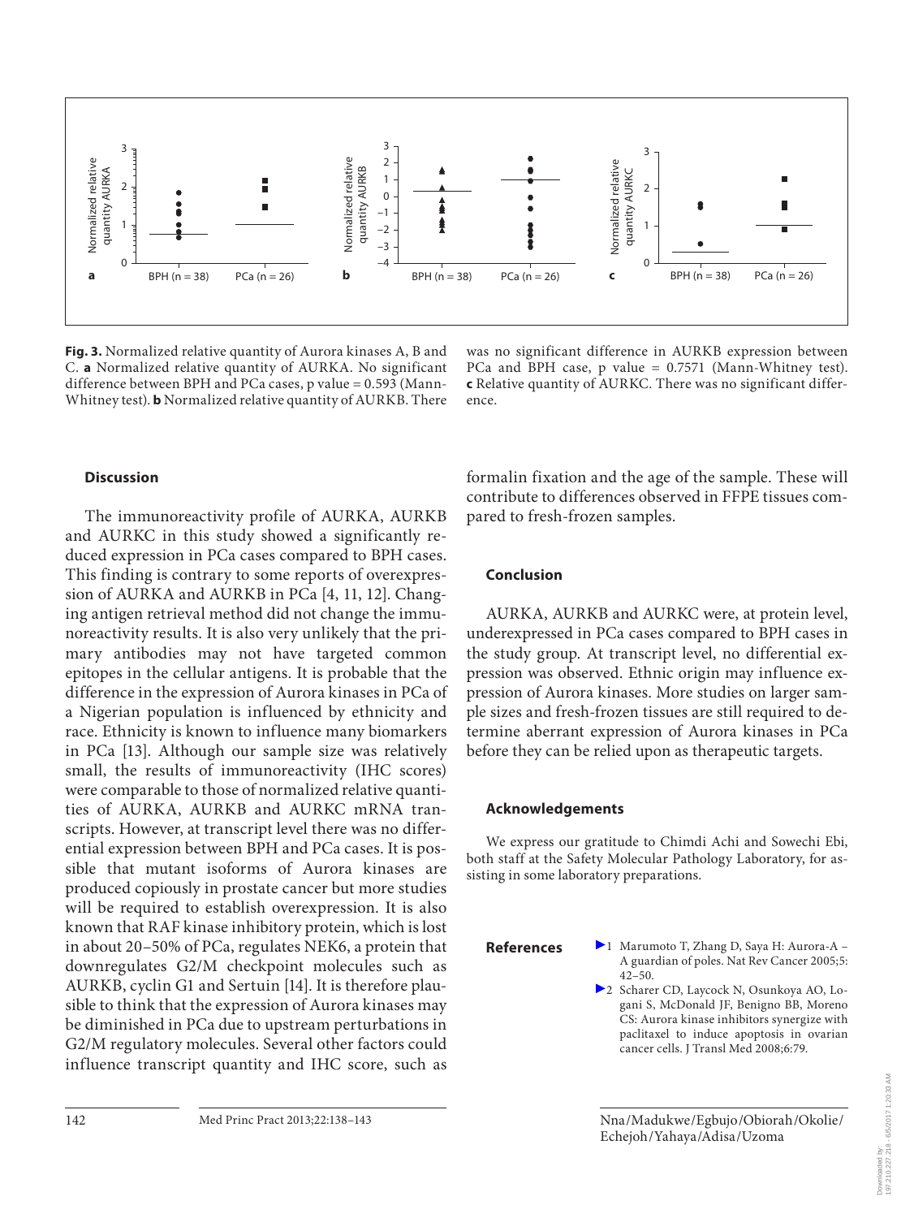3
2
1
0
Normalized relative quantity AURKA
BPH (n = 38)
PCa (n = 26)
a

3
2
1
0
−1
−2
−3
−4
Normalized relative quantity AURKB
BPH (n = 38)
PCa (n = 26)
b

3
2
1
0
Normalized relative quantity AURKC
BPH (n = 38)
PCa (n = 26)
c

**Fig. 3.** Normalized relative quantity of Aurora kinases A, B and C. **a** Normalized relative quantity of AURKA. No significant difference between BPH and PCa cases, p value = 0.593 (Mann-Whitney test). **b** Normalized relative quantity of AURKB. There was no significant difference in AURKB expression between PCa and BPH case, p value = 0.7571 (Mann-Whitney test). **c** Relative quantity of AURKC. There was no significant difference.

## Discussion

The immunoreactivity profile of AURKA, AURKB and AURKC in this study showed a significantly reduced expression in PCa cases compared to BPH cases. This finding is contrary to some reports of overexpression of AURKA and AURKB in PCa [4, 11, 12]. Changing antigen retrieval method did not change the immunoreactivity results. It is also very unlikely that the primary antibodies may not have targeted common epitopes in the cellular antigens. It is probable that the difference in the expression of Aurora kinases in PCa of a Nigerian population is influenced by ethnicity and race. Ethnicity is known to influence many biomarkers in PCa [13]. Although our sample size was relatively small, the results of immunoreactivity (IHC scores) were comparable to those of normalized relative quantities of AURKA, AURKB and AURKC mRNA transcripts. However, at transcript level there was no differential expression between BPH and PCa cases. It is possible that mutant isoforms of Aurora kinases are produced copiously in prostate cancer but more studies will be required to establish overexpression. It is also known that RAF kinase inhibitory protein, which is lost in about 20–50% of PCa, regulates NEK6, a protein that downregulates G2/M checkpoint molecules such as AURKB, cyclin G1 and Sertuin [14]. It is therefore plausible to think that the expression of Aurora kinases may be diminished in PCa due to upstream perturbations in G2/M regulatory molecules. Several other factors could influence transcript quantity and IHC score, such as formalin fixation and the age of the sample. These will contribute to differences observed in FFPE tissues compared to fresh-frozen samples.

## Conclusion

AURKA, AURKB and AURKC were, at protein level, underexpressed in PCa cases compared to BPH cases in the study group. At transcript level, no differential expression was observed. Ethnic origin may influence expression of Aurora kinases. More studies on larger sample sizes and fresh-frozen tissues are still required to determine aberrant expression of Aurora kinases in PCa before they can be relied upon as therapeutic targets.

## Acknowledgements

We express our gratitude to Chimdi Achi and Sowechi Ebi, both staff at the Safety Molecular Pathology Laboratory, for assisting in some laboratory preparations.

## References

1. Marumoto T, Zhang D, Saya H: Aurora-A – A guardian of poles. Nat Rev Cancer 2005;5:42–50.
2. Scharer CD, Laycock N, Osunkoya AO, Logani S, McDonald JF, Benigno BB, Moreno CS: Aurora kinase inhibitors synergize with paclitaxel to induce apoptosis in ovarian cancer cells. J Transl Med 2008;6:79.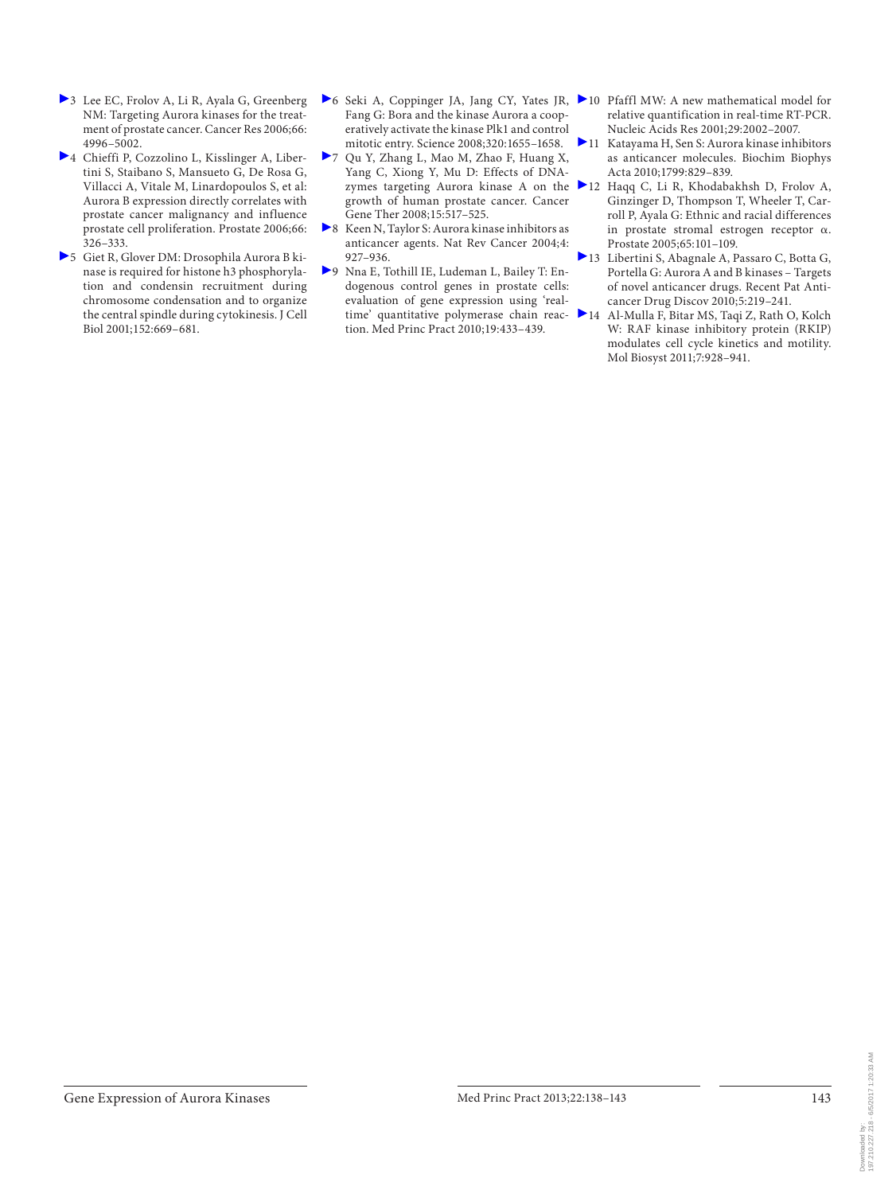3 Lee EC, Frolov A, Li R, Ayala G, Greenberg NM: Targeting Aurora kinases for the treatment of prostate cancer. Cancer Res 2006;66:4996–5002.

4 Chieffi P, Cozzolino L, Kisslinger A, Libertini S, Staibano S, Mansueto G, De Rosa G, Villacci A, Vitale M, Linardopoulos S, et al: Aurora B expression directly correlates with prostate cancer malignancy and influence prostate cell proliferation. Prostate 2006;66:326–333.

5 Giet R, Glover DM: Drosophila Aurora B kinase is required for histone h3 phosphorylation and condensin recruitment during chromosome condensation and to organize the central spindle during cytokinesis. J Cell Biol 2001;152:669–681.

6 Seki A, Coppinger JA, Jang CY, Yates JR, Fang G: Bora and the kinase Aurora a cooperatively activate the kinase Plk1 and control mitotic entry. Science 2008;320:1655–1658.

7 Qu Y, Zhang L, Mao M, Zhao F, Huang X, Yang C, Xiong Y, Mu D: Effects of DNAzymes targeting Aurora kinase A on the growth of human prostate cancer. Cancer Gene Ther 2008;15:517–525.

8 Keen N, Taylor S: Aurora kinase inhibitors as anticancer agents. Nat Rev Cancer 2004;4:927–936.

9 Nna E, Tothill IE, Ludeman L, Bailey T: Endogenous control genes in prostate cells: evaluation of gene expression using 'real-time' quantitative polymerase chain reaction. Med Princ Pract 2010;19:433–439.

10 Pfaffl MW: A new mathematical model for relative quantification in real-time RT-PCR. Nucleic Acids Res 2001;29:2002–2007.

11 Katayama H, Sen S: Aurora kinase inhibitors as anticancer molecules. Biochim Biophys Acta 2010;1799:829–839.

12 Haqq C, Li R, Khodabakhsh D, Frolov A, Ginzinger D, Thompson T, Wheeler T, Carroll P, Ayala G: Ethnic and racial differences in prostate stromal estrogen receptor α. Prostate 2005;65:101–109.

13 Libertini S, Abagnale A, Passaro C, Botta G, Portella G: Aurora A and B kinases – Targets of novel anticancer drugs. Recent Pat Anticancer Drug Discov 2010;5:219–241.

14 Al-Mulla F, Bitar MS, Taqi Z, Rath O, Kolch W: RAF kinase inhibitory protein (RKIP) modulates cell cycle kinetics and motility. Mol Biosyst 2011;7:928–941.